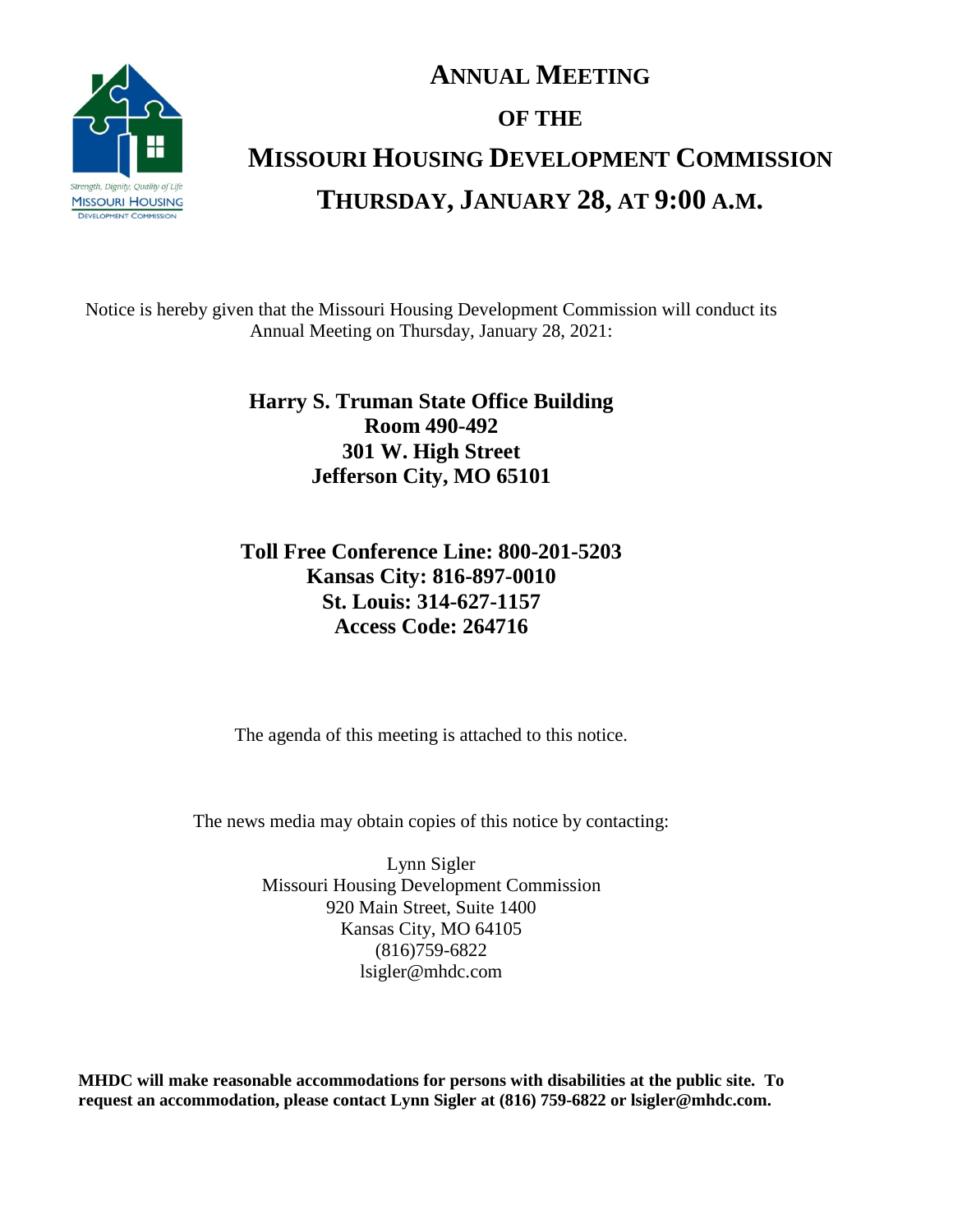# ANNUAL MEETING

## OF THE

# MISSOURI HOUSING DEVELOPMENT COMMISSION

## THURSDAY, JANUARY 28, AT 9:00 A.M.

Notice is hereby given that the Missouri Housing Development Commission will conduct its Annual Meeting on Thursday, January 28, 2021:

**Harry S. Truman State Office Building**
**Room 490-492**
**301 W. High Street**
**Jefferson City, MO 65101**

**Toll Free Conference Line: 800-201-5203**
**Kansas City: 816-897-0010**
**St. Louis: 314-627-1157**
**Access Code: 264716**

The agenda of this meeting is attached to this notice.

The news media may obtain copies of this notice by contacting:

Lynn Sigler
Missouri Housing Development Commission
920 Main Street, Suite 1400
Kansas City, MO 64105
(816)759-6822
lsigler@mhdc.com

**MHDC will make reasonable accommodations for persons with disabilities at the public site. To request an accommodation, please contact Lynn Sigler at (816) 759-6822 or lsigler@mhdc.com.**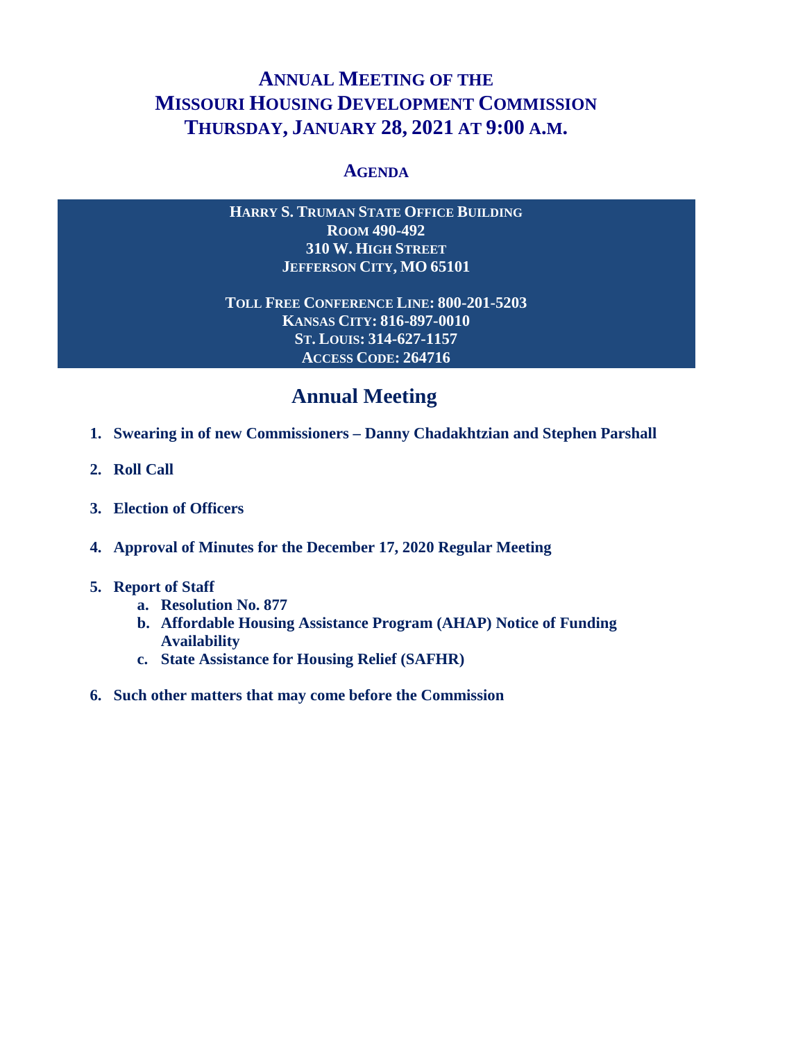# Annual Meeting of the Missouri Housing Development Commission Thursday, January 28, 2021 at 9:00 a.m.

## Agenda

**Harry S. Truman State Office Building**
**Room 490-492**
**310 W. High Street**
**Jefferson City, MO 65101**

**Toll Free Conference Line: 800-201-5203**
**Kansas City: 816-897-0010**
**St. Louis: 314-627-1157**
**Access Code: 264716**

## Annual Meeting

1. **Swearing in of new Commissioners – Danny Chadakhtzian and Stephen Parshall**
2. **Roll Call**
3. **Election of Officers**
4. **Approval of Minutes for the December 17, 2020 Regular Meeting**
5. **Report of Staff**
   a. **Resolution No. 877**
   b. **Affordable Housing Assistance Program (AHAP) Notice of Funding Availability**
   c. **State Assistance for Housing Relief (SAFHR)**
6. **Such other matters that may come before the Commission**